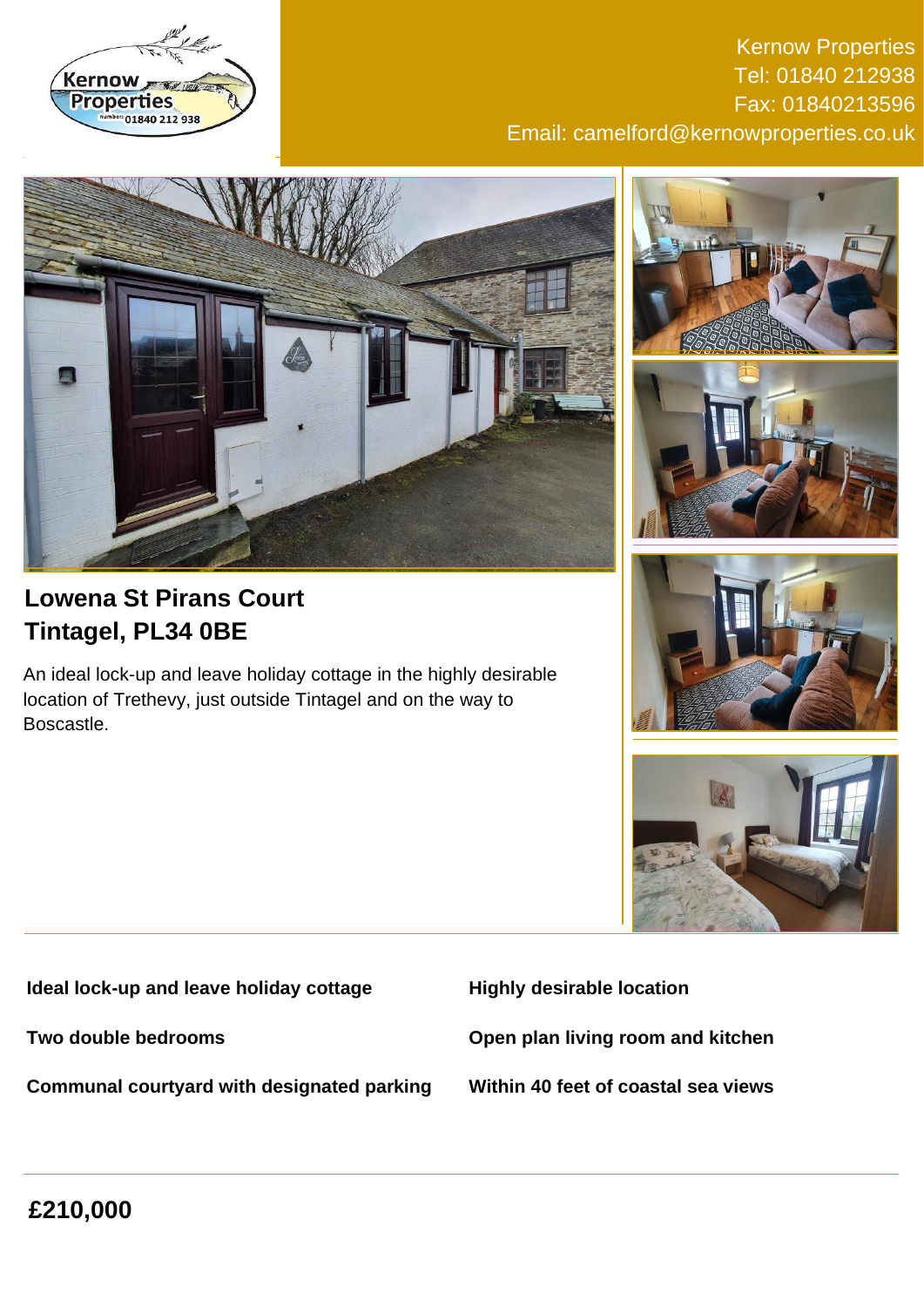Kernow Properties
Tel: 01840 212938
Fax: 01840213596
Email: camelford@kernowproperties.co.uk

## Lowena St Pirans Court
## Tintagel, PL34 0BE

An ideal lock-up and leave holiday cottage in the highly desirable location of Trethevy, just outside Tintagel and on the way to Boscastle.

- **Ideal lock-up and leave holiday cottage**
- **Highly desirable location**
- **Two double bedrooms**
- **Open plan living room and kitchen**
- **Communal courtyard with designated parking**
- **Within 40 feet of coastal sea views**

## £210,000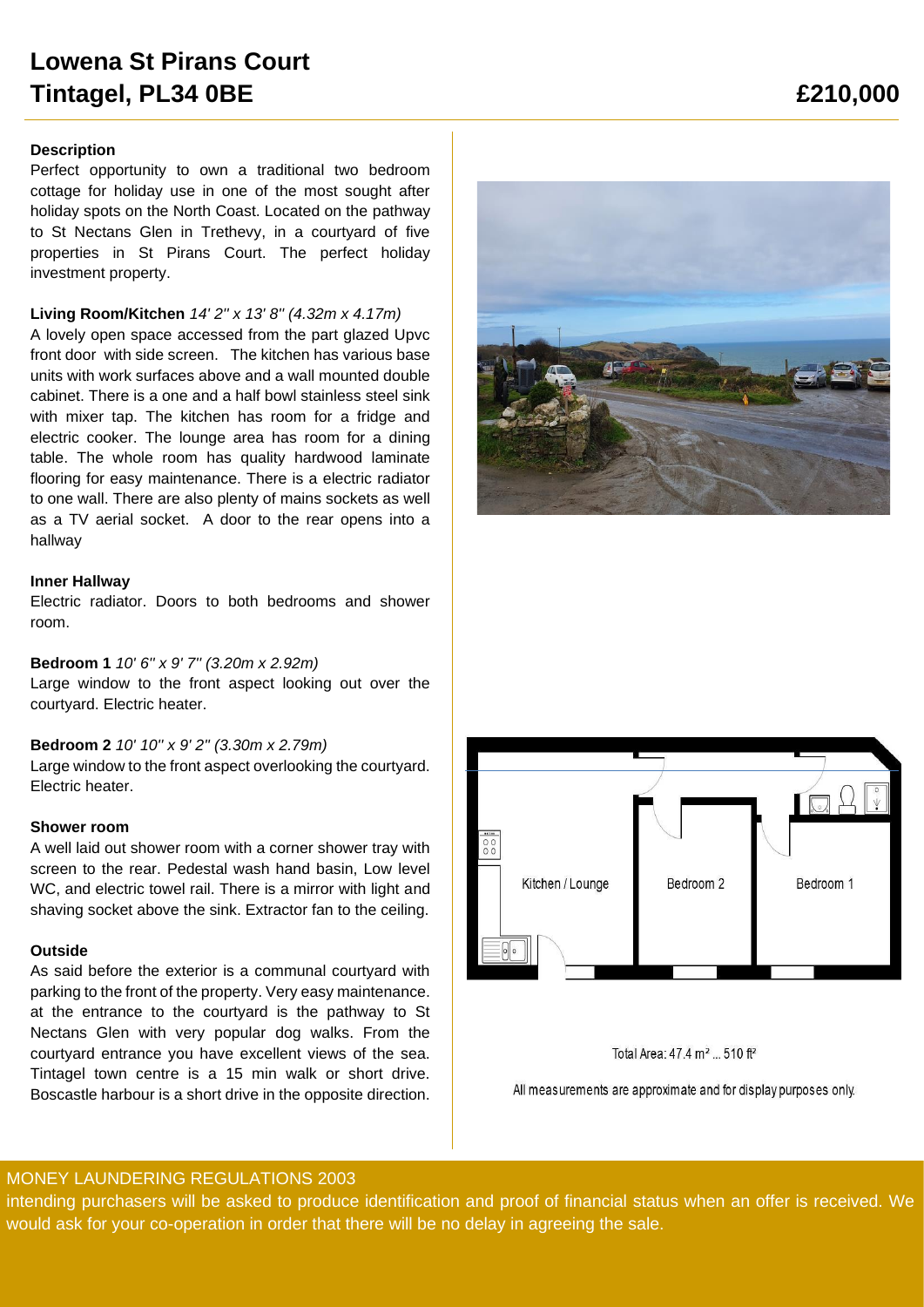# Lowena St Pirans Court
# Tintagel, PL34 0BE

**£210,000**

### Description

Perfect opportunity to own a traditional two bedroom cottage for holiday use in one of the most sought after holiday spots on the North Coast. Located on the pathway to St Nectans Glen in Trethevy, in a courtyard of five properties in St Pirans Court. The perfect holiday investment property.

**Living Room/Kitchen** *14' 2" x 13' 8" (4.32m x 4.17m)*

A lovely open space accessed from the part glazed Upvc front door with side screen. The kitchen has various base units with work surfaces above and a wall mounted double cabinet. There is a one and a half bowl stainless steel sink with mixer tap. The kitchen has room for a fridge and electric cooker. The lounge area has room for a dining table. The whole room has quality hardwood laminate flooring for easy maintenance. There is a electric radiator to one wall. There are also plenty of mains sockets as well as a TV aerial socket. A door to the rear opens into a hallway

**Inner Hallway**

Electric radiator. Doors to both bedrooms and shower room.

**Bedroom 1** *10' 6" x 9' 7" (3.20m x 2.92m)*

Large window to the front aspect looking out over the courtyard. Electric heater.

**Bedroom 2** *10' 10" x 9' 2" (3.30m x 2.79m)*

Large window to the front aspect overlooking the courtyard. Electric heater.

**Shower room**

A well laid out shower room with a corner shower tray with screen to the rear. Pedestal wash hand basin, Low level WC, and electric towel rail. There is a mirror with light and shaving socket above the sink. Extractor fan to the ceiling.

**Outside**

As said before the exterior is a communal courtyard with parking to the front of the property. Very easy maintenance. at the entrance to the courtyard is the pathway to St Nectans Glen with very popular dog walks. From the courtyard entrance you have excellent views of the sea. Tintagel town centre is a 15 min walk or short drive. Boscastle harbour is a short drive in the opposite direction.

Kitchen / Lounge
Bedroom 2
Bedroom 1

Total Area: 47.4 m² ... 510 ft²

All measurements are approximate and for display purposes only.

MONEY LAUNDERING REGULATIONS 2003
intending purchasers will be asked to produce identification and proof of financial status when an offer is received. We would ask for your co-operation in order that there will be no delay in agreeing the sale.